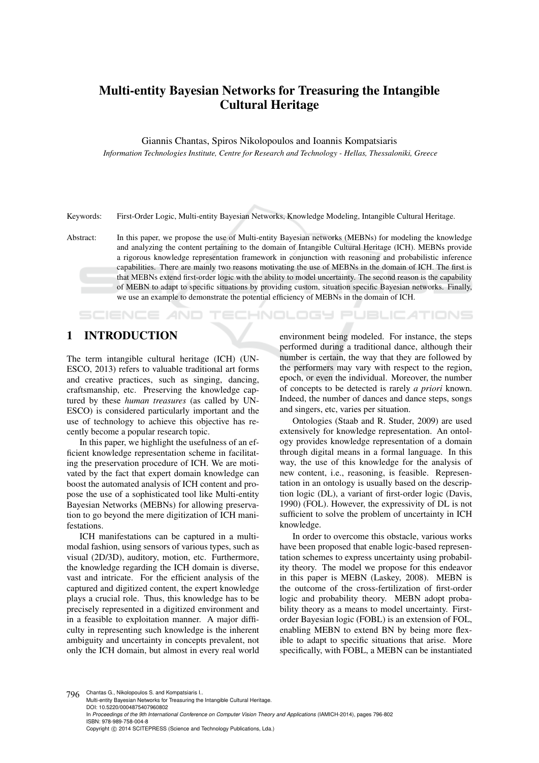# Multi-entity Bayesian Networks for Treasuring the Intangible Cultural Heritage

Giannis Chantas, Spiros Nikolopoulos and Ioannis Kompatsiaris

*Information Technologies Institute, Centre for Research and Technology - Hellas, Thessaloniki, Greece*

Keywords: First-Order Logic, Multi-entity Bayesian Networks, Knowledge Modeling, Intangible Cultural Heritage.

Abstract: In this paper, we propose the use of Multi-entity Bayesian networks (MEBNs) for modeling the knowledge and analyzing the content pertaining to the domain of Intangible Cultural Heritage (ICH). MEBNs provide a rigorous knowledge representation framework in conjunction with reasoning and probabilistic inference capabilities. There are mainly two reasons motivating the use of MEBNs in the domain of ICH. The first is that MEBNs extend first-order logic with the ability to model uncertainty. The second reason is the capability of MEBN to adapt to specific situations by providing custom, situation specific Bayesian networks. Finally, we use an example to demonstrate the potential efficiency of MEBNs in the domain of ICH.

## 1 INTRODUCTION

The term intangible cultural heritage (ICH) (UNESCO, 2013) refers to valuable traditional art forms and creative practices, such as singing, dancing, craftsmanship, etc. Preserving the knowledge captured by these *human treasures* (as called by UNESCO) is considered particularly important and the use of technology to achieve this objective has recently become a popular research topic.

In this paper, we highlight the usefulness of an efficient knowledge representation scheme in facilitating the preservation procedure of ICH. We are motivated by the fact that expert domain knowledge can boost the automated analysis of ICH content and propose the use of a sophisticated tool like Multi-entity Bayesian Networks (MEBNs) for allowing preservation to go beyond the mere digitization of ICH manifestations.

ICH manifestations can be captured in a multimodal fashion, using sensors of various types, such as visual (2D/3D), auditory, motion, etc. Furthermore, the knowledge regarding the ICH domain is diverse, vast and intricate. For the efficient analysis of the captured and digitized content, the expert knowledge plays a crucial role. Thus, this knowledge has to be precisely represented in a digitized environment and in a feasible to exploitation manner. A major difficulty in representing such knowledge is the inherent ambiguity and uncertainty in concepts prevalent, not only the ICH domain, but almost in every real world environment being modeled. For instance, the steps performed during a traditional dance, although their number is certain, the way that they are followed by the performers may vary with respect to the region, epoch, or even the individual. Moreover, the number of concepts to be detected is rarely *a priori* known. Indeed, the number of dances and dance steps, songs and singers, etc, varies per situation.

Ontologies (Staab and R. Studer, 2009) are used extensively for knowledge representation. An ontology provides knowledge representation of a domain through digital means in a formal language. In this way, the use of this knowledge for the analysis of new content, i.e., reasoning, is feasible. Representation in an ontology is usually based on the description logic (DL), a variant of first-order logic (Davis, 1990) (FOL). However, the expressivity of DL is not sufficient to solve the problem of uncertainty in ICH knowledge.

In order to overcome this obstacle, various works have been proposed that enable logic-based representation schemes to express uncertainty using probability theory. The model we propose for this endeavor in this paper is MEBN (Laskey, 2008). MEBN is the outcome of the cross-fertilization of first-order logic and probability theory. MEBN adopt probability theory as a means to model uncertainty. First-order Bayesian logic (FOBL) is an extension of FOL, enabling MEBN to extend BN by being more flexible to adapt to specific situations that arise. More specifically, with FOBL, a MEBN can be instantiated

Chantas G., Nikolopoulos S. and Kompatsiaris I..
Multi-entity Bayesian Networks for Treasuring the Intangible Cultural Heritage.
DOI: 10.5220/0004875407960802
In *Proceedings of the 9th International Conference on Computer Vision Theory and Applications* (IAMICH-2014), pages 796-802
ISBN: 978-989-758-004-8
Copyright © 2014 SCITEPRESS (Science and Technology Publications, Lda.)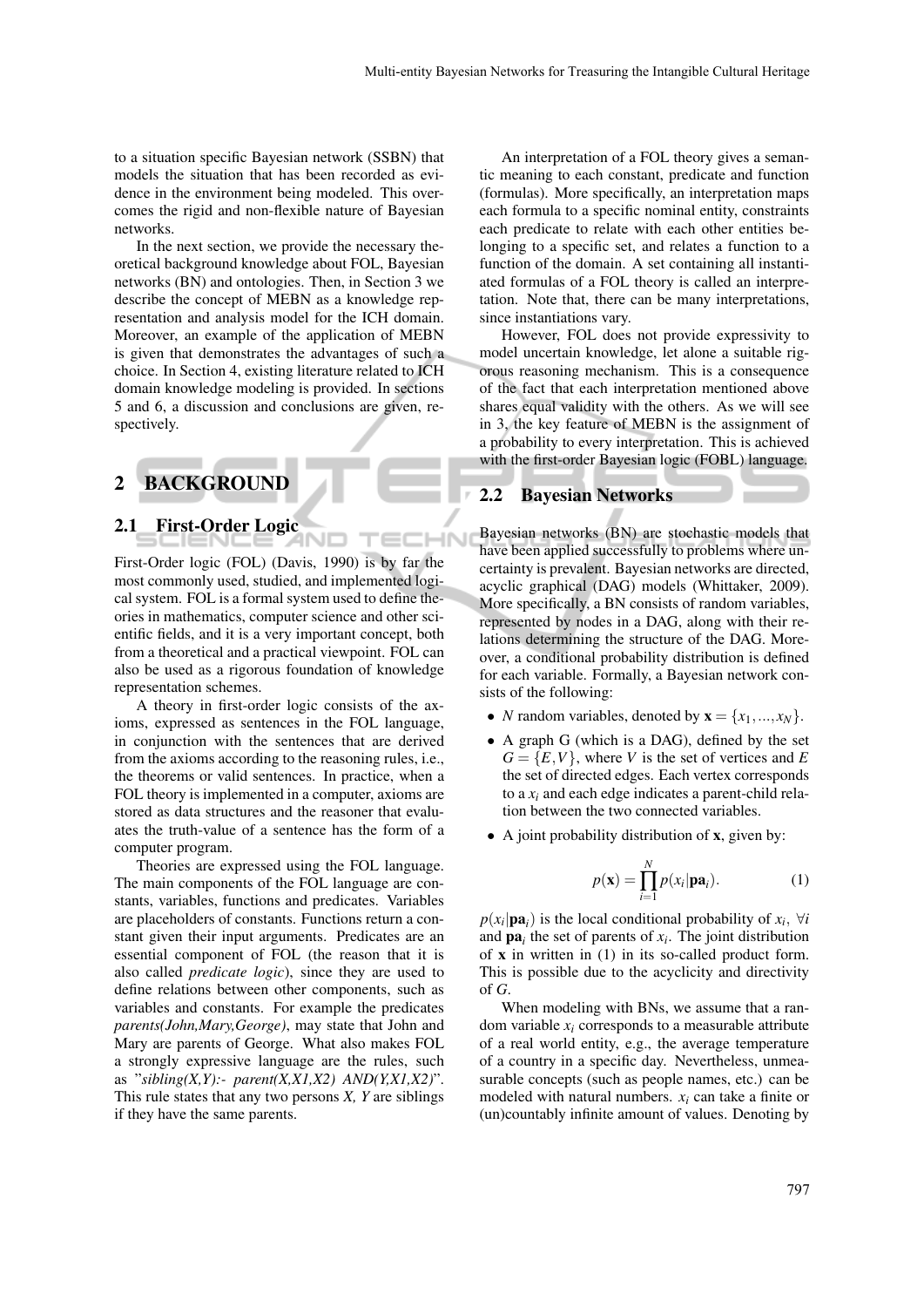to a situation specific Bayesian network (SSBN) that models the situation that has been recorded as evidence in the environment being modeled. This overcomes the rigid and non-flexible nature of Bayesian networks.

In the next section, we provide the necessary theoretical background knowledge about FOL, Bayesian networks (BN) and ontologies. Then, in Section 3 we describe the concept of MEBN as a knowledge representation and analysis model for the ICH domain. Moreover, an example of the application of MEBN is given that demonstrates the advantages of such a choice. In Section 4, existing literature related to ICH domain knowledge modeling is provided. In sections 5 and 6, a discussion and conclusions are given, respectively.

## 2 BACKGROUND

### 2.1 First-Order Logic

First-Order logic (FOL) (Davis, 1990) is by far the most commonly used, studied, and implemented logical system. FOL is a formal system used to define theories in mathematics, computer science and other scientific fields, and it is a very important concept, both from a theoretical and a practical viewpoint. FOL can also be used as a rigorous foundation of knowledge representation schemes.

A theory in first-order logic consists of the axioms, expressed as sentences in the FOL language, in conjunction with the sentences that are derived from the axioms according to the reasoning rules, i.e., the theorems or valid sentences. In practice, when a FOL theory is implemented in a computer, axioms are stored as data structures and the reasoner that evaluates the truth-value of a sentence has the form of a computer program.

Theories are expressed using the FOL language. The main components of the FOL language are constants, variables, functions and predicates. Variables are placeholders of constants. Functions return a constant given their input arguments. Predicates are an essential component of FOL (the reason that it is also called *predicate logic*), since they are used to define relations between other components, such as variables and constants. For example the predicates *parents(John,Mary,George)*, may state that John and Mary are parents of George. What also makes FOL a strongly expressive language are the rules, such as "*sibling(X,Y):- parent(X,X1,X2) AND(Y,X1,X2)*". This rule states that any two persons *X, Y* are siblings if they have the same parents.

An interpretation of a FOL theory gives a semantic meaning to each constant, predicate and function (formulas). More specifically, an interpretation maps each formula to a specific nominal entity, constraints each predicate to relate with each other entities belonging to a specific set, and relates a function to a function of the domain. A set containing all instantiated formulas of a FOL theory is called an interpretation. Note that, there can be many interpretations, since instantiations vary.

However, FOL does not provide expressivity to model uncertain knowledge, let alone a suitable rigorous reasoning mechanism. This is a consequence of the fact that each interpretation mentioned above shares equal validity with the others. As we will see in 3, the key feature of MEBN is the assignment of a probability to every interpretation. This is achieved with the first-order Bayesian logic (FOBL) language.

### 2.2 Bayesian Networks

Bayesian networks (BN) are stochastic models that have been applied successfully to problems where uncertainty is prevalent. Bayesian networks are directed, acyclic graphical (DAG) models (Whittaker, 2009). More specifically, a BN consists of random variables, represented by nodes in a DAG, along with their relations determining the structure of the DAG. Moreover, a conditional probability distribution is defined for each variable. Formally, a Bayesian network consists of the following:

- $N$ random variables, denoted by $\mathbf{x} = \{x_1, ..., x_N\}$.
- A graph G (which is a DAG), defined by the set $G = \{E, V\}$, where $V$ is the set of vertices and $E$ the set of directed edges. Each vertex corresponds to a $x_i$ and each edge indicates a parent-child relation between the two connected variables.
- A joint probability distribution of $\mathbf{x}$, given by:

$$p(\mathbf{x}) = \prod_{i=1}^{N} p(x_i|\mathbf{pa}_i). \tag{1}$$

$p(x_i|\mathbf{pa}_i)$ is the local conditional probability of $x_i$, $\forall i$ and $\mathbf{pa}_i$ the set of parents of $x_i$. The joint distribution of $\mathbf{x}$ in written in (1) in its so-called product form. This is possible due to the acyclicity and directivity of $G$.

When modeling with BNs, we assume that a random variable $x_i$ corresponds to a measurable attribute of a real world entity, e.g., the average temperature of a country in a specific day. Nevertheless, unmeasurable concepts (such as people names, etc.) can be modeled with natural numbers. $x_i$ can take a finite or (un)countably infinite amount of values. Denoting by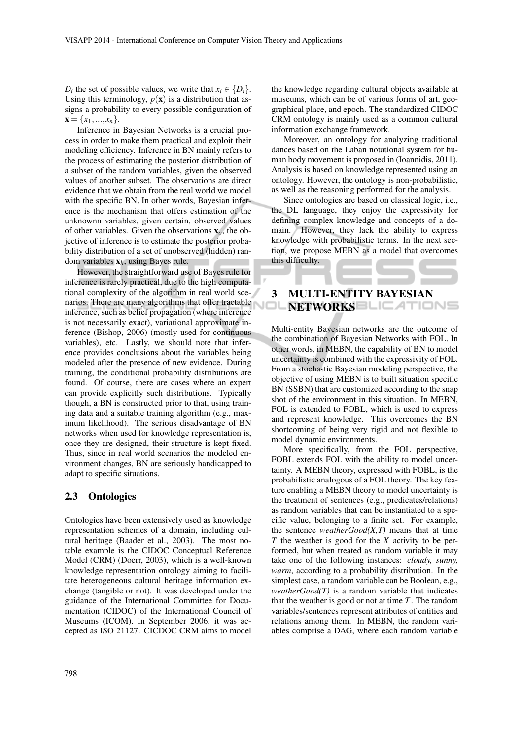$D_i$ the set of possible values, we write that $x_i \in \{D_i\}$. Using this terminology, $p(\mathbf{x})$ is a distribution that assigns a probability to every possible configuration of $\mathbf{x} = \{x_1, ..., x_n\}$.

Inference in Bayesian Networks is a crucial process in order to make them practical and exploit their modeling efficiency. Inference in BN mainly refers to the process of estimating the posterior distribution of a subset of the random variables, given the observed values of another subset. The observations are direct evidence that we obtain from the real world we model with the specific BN. In other words, Bayesian inference is the mechanism that offers estimation of the unknownn variables, given certain, observed values of other variables. Given the observations $\mathbf{x}_o$, the objective of inference is to estimate the posterior probability distribution of a set of unobserved (hidden) random variables $\mathbf{x}_h$, using Bayes rule.

However, the straightforward use of Bayes rule for inference is rarely practical, due to the high computational complexity of the algorithm in real world scenarios. There are many algorithms that offer tractable inference, such as belief propagation (where inference is not necessarily exact), variational approximate inference (Bishop, 2006) (mostly used for continuous variables), etc. Lastly, we should note that inference provides conclusions about the variables being modeled after the presence of new evidence. During training, the conditional probability distributions are found. Of course, there are cases where an expert can provide explicitly such distributions. Typically though, a BN is constructed prior to that, using training data and a suitable training algorithm (e.g., maximum likelihood). The serious disadvantage of BN networks when used for knowledge representation is, once they are designed, their structure is kept fixed. Thus, since in real world scenarios the modeled environment changes, BN are seriously handicapped to adapt to specific situations.

### 2.3 Ontologies

Ontologies have been extensively used as knowledge representation schemes of a domain, including cultural heritage (Baader et al., 2003). The most notable example is the CIDOC Conceptual Reference Model (CRM) (Doerr, 2003), which is a well-known knowledge representation ontology aiming to facilitate heterogeneous cultural heritage information exchange (tangible or not). It was developed under the guidance of the International Committee for Documentation (CIDOC) of the International Council of Museums (ICOM). In September 2006, it was accepted as ISO 21127. CICDOC CRM aims to model the knowledge regarding cultural objects available at museums, which can be of various forms of art, geographical place, and epoch. The standardized CIDOC CRM ontology is mainly used as a common cultural information exchange framework.

Moreover, an ontology for analyzing traditional dances based on the Laban notational system for human body movement is proposed in (Ioannidis, 2011). Analysis is based on knowledge represented using an ontology. However, the ontology is non-probabilistic, as well as the reasoning performed for the analysis.

Since ontologies are based on classical logic, i.e., the DL language, they enjoy the expressivity for defining complex knowledge and concepts of a domain. However, they lack the ability to express knowledge with probabilistic terms. In the next section, we propose MEBN as a model that overcomes this difficulty.

## 3 MULTI-ENTITY BAYESIAN NETWORKS

Multi-entity Bayesian networks are the outcome of the combination of Bayesian Networks with FOL. In other words, in MEBN, the capability of BN to model uncertainty is combined with the expressivity of FOL. From a stochastic Bayesian modeling perspective, the objective of using MEBN is to built situation specific BN (SSBN) that are customized according to the snap shot of the environment in this situation. In MEBN, FOL is extended to FOBL, which is used to express and represent knowledge. This overcomes the BN shortcoming of being very rigid and not flexible to model dynamic environments.

More specifically, from the FOL perspective, FOBL extends FOL with the ability to model uncertainty. A MEBN theory, expressed with FOBL, is the probabilistic analogous of a FOL theory. The key feature enabling a MEBN theory to model uncertainty is the treatment of sentences (e.g., predicates/relations) as random variables that can be instantiated to a specific value, belonging to a finite set. For example, the sentence *weatherGood(X,T)* means that at time $T$ the weather is good for the $X$ activity to be performed, but when treated as random variable it may take one of the following instances: *cloudy, sunny, warm*, according to a probability distribution. In the simplest case, a random variable can be Boolean, e.g., *weatherGood(T)* is a random variable that indicates that the weather is good or not at time $T$. The random variables/sentences represent attributes of entities and relations among them. In MEBN, the random variables comprise a DAG, where each random variable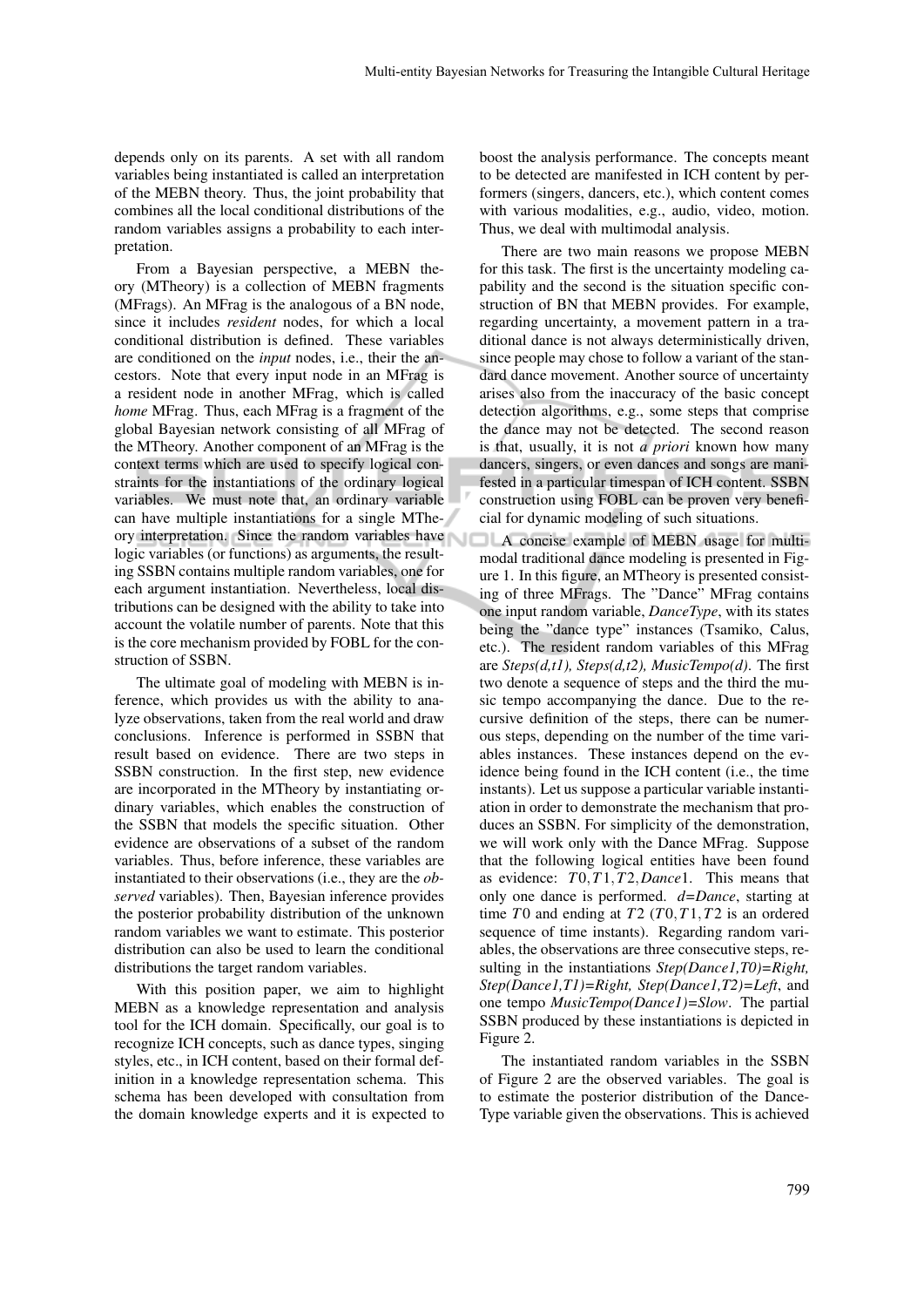depends only on its parents. A set with all random variables being instantiated is called an interpretation of the MEBN theory. Thus, the joint probability that combines all the local conditional distributions of the random variables assigns a probability to each interpretation.

From a Bayesian perspective, a MEBN theory (MTheory) is a collection of MEBN fragments (MFrags). An MFrag is the analogous of a BN node, since it includes *resident* nodes, for which a local conditional distribution is defined. These variables are conditioned on the *input* nodes, i.e., their the ancestors. Note that every input node in an MFrag is a resident node in another MFrag, which is called *home* MFrag. Thus, each MFrag is a fragment of the global Bayesian network consisting of all MFrag of the MTheory. Another component of an MFrag is the context terms which are used to specify logical constraints for the instantiations of the ordinary logical variables. We must note that, an ordinary variable can have multiple instantiations for a single MTheory interpretation. Since the random variables have logic variables (or functions) as arguments, the resulting SSBN contains multiple random variables, one for each argument instantiation. Nevertheless, local distributions can be designed with the ability to take into account the volatile number of parents. Note that this is the core mechanism provided by FOBL for the construction of SSBN.

The ultimate goal of modeling with MEBN is inference, which provides us with the ability to analyze observations, taken from the real world and draw conclusions. Inference is performed in SSBN that result based on evidence. There are two steps in SSBN construction. In the first step, new evidence are incorporated in the MTheory by instantiating ordinary variables, which enables the construction of the SSBN that models the specific situation. Other evidence are observations of a subset of the random variables. Thus, before inference, these variables are instantiated to their observations (i.e., they are the *observed* variables). Then, Bayesian inference provides the posterior probability distribution of the unknown random variables we want to estimate. This posterior distribution can also be used to learn the conditional distributions the target random variables.

With this position paper, we aim to highlight MEBN as a knowledge representation and analysis tool for the ICH domain. Specifically, our goal is to recognize ICH concepts, such as dance types, singing styles, etc., in ICH content, based on their formal definition in a knowledge representation schema. This schema has been developed with consultation from the domain knowledge experts and it is expected to boost the analysis performance. The concepts meant to be detected are manifested in ICH content by performers (singers, dancers, etc.), which content comes with various modalities, e.g., audio, video, motion. Thus, we deal with multimodal analysis.

There are two main reasons we propose MEBN for this task. The first is the uncertainty modeling capability and the second is the situation specific construction of BN that MEBN provides. For example, regarding uncertainty, a movement pattern in a traditional dance is not always deterministically driven, since people may chose to follow a variant of the standard dance movement. Another source of uncertainty arises also from the inaccuracy of the basic concept detection algorithms, e.g., some steps that comprise the dance may not be detected. The second reason is that, usually, it is not *a priori* known how many dancers, singers, or even dances and songs are manifested in a particular timespan of ICH content. SSBN construction using FOBL can be proven very beneficial for dynamic modeling of such situations.

A concise example of MEBN usage for multimodal traditional dance modeling is presented in Figure 1. In this figure, an MTheory is presented consisting of three MFrags. The "Dance" MFrag contains one input random variable, *DanceType*, with its states being the "dance type" instances (Tsamiko, Calus, etc.). The resident random variables of this MFrag are *Steps(d,t1), Steps(d,t2), MusicTempo(d)*. The first two denote a sequence of steps and the third the music tempo accompanying the dance. Due to the recursive definition of the steps, there can be numerous steps, depending on the number of the time variables instances. These instances depend on the evidence being found in the ICH content (i.e., the time instants). Let us suppose a particular variable instantiation in order to demonstrate the mechanism that produces an SSBN. For simplicity of the demonstration, we will work only with the Dance MFrag. Suppose that the following logical entities have been found as evidence: $T0, T1, T2, Dance1$. This means that only one dance is performed. *d=Dance*, starting at time $T0$ and ending at $T2$ ($T0, T1, T2$ is an ordered sequence of time instants). Regarding random variables, the observations are three consecutive steps, resulting in the instantiations *Step(Dance1,T0)=Right, Step(Dance1,T1)=Right, Step(Dance1,T2)=Left*, and one tempo *MusicTempo(Dance1)=Slow*. The partial SSBN produced by these instantiations is depicted in Figure 2.

The instantiated random variables in the SSBN of Figure 2 are the observed variables. The goal is to estimate the posterior distribution of the DanceType variable given the observations. This is achieved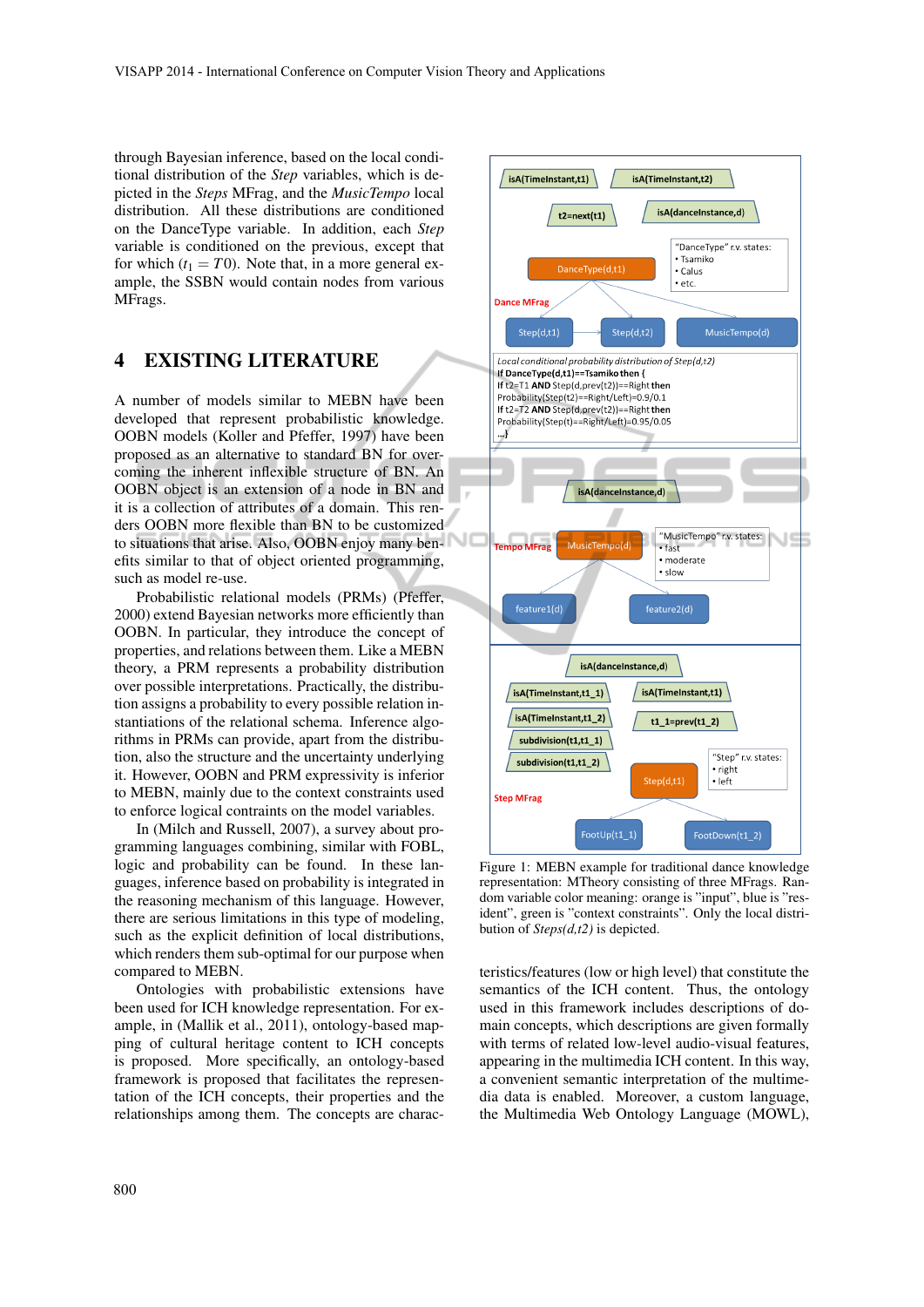through Bayesian inference, based on the local conditional distribution of the *Step* variables, which is depicted in the *Steps* MFrag, and the *MusicTempo* local distribution. All these distributions are conditioned on the DanceType variable. In addition, each *Step* variable is conditioned on the previous, except that for which ($t_1 = T0$). Note that, in a more general example, the SSBN would contain nodes from various MFrags.

## 4 EXISTING LITERATURE

A number of models similar to MEBN have been developed that represent probabilistic knowledge. OOBN models (Koller and Pfeffer, 1997) have been proposed as an alternative to standard BN for overcoming the inherent inflexible structure of BN. An OOBN object is an extension of a node in BN and it is a collection of attributes of a domain. This renders OOBN more flexible than BN to be customized to situations that arise. Also, OOBN enjoy many benefits similar to that of object oriented programming, such as model re-use.

Probabilistic relational models (PRMs) (Pfeffer, 2000) extend Bayesian networks more efficiently than OOBN. In particular, they introduce the concept of properties, and relations between them. Like a MEBN theory, a PRM represents a probability distribution over possible interpretations. Practically, the distribution assigns a probability to every possible relation instantiations of the relational schema. Inference algorithms in PRMs can provide, apart from the distribution, also the structure and the uncertainty underlying it. However, OOBN and PRM expressivity is inferior to MEBN, mainly due to the context constraints used to enforce logical contraints on the model variables.

In (Milch and Russell, 2007), a survey about programming languages combining, similar with FOBL, logic and probability can be found. In these languages, inference based on probability is integrated in the reasoning mechanism of this language. However, there are serious limitations in this type of modeling, such as the explicit definition of local distributions, which renders them sub-optimal for our purpose when compared to MEBN.

Ontologies with probabilistic extensions have been used for ICH knowledge representation. For example, in (Mallik et al., 2011), ontology-based mapping of cultural heritage content to ICH concepts is proposed. More specifically, an ontology-based framework is proposed that facilitates the representation of the ICH concepts, their properties and the relationships among them. The concepts are characteristics/features (low or high level) that constitute the semantics of the ICH content. Thus, the ontology used in this framework includes descriptions of domain concepts, which descriptions are given formally with terms of related low-level audio-visual features, appearing in the multimedia ICH content. In this way, a convenient semantic interpretation of the multimedia data is enabled. Moreover, a custom language, the Multimedia Web Ontology Language (MOWL),

Figure 1: MEBN example for traditional dance knowledge representation: MTheory consisting of three MFrags. Random variable color meaning: orange is "input", blue is "resident", green is "context constraints". Only the local distribution of *Steps(d,t2)* is depicted.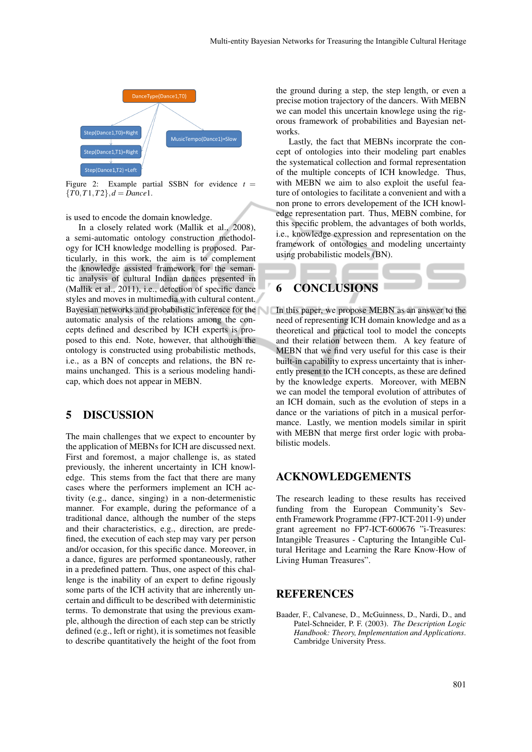DanceType(Dance1,T0)

Step(Dance1,T0)=Right

Step(Dance1,T1)=Right

Step(Dance1,T2)=Left

MusicTempo(Dance1)=Slow

Figure 2: Example partial SSBN for evidence $t = \{T0, T1, T2\}, d = Dance1$.

is used to encode the domain knowledge.

In a closely related work (Mallik et al., 2008), a semi-automatic ontology construction methodology for ICH knowledge modelling is proposed. Particularly, in this work, the aim is to complement the knowledge assisted framework for the semantic analysis of cultural Indian dances presented in (Mallik et al., 2011), i.e., detection of specific dance styles and moves in multimedia with cultural content. Bayesian networks and probabilistic inference for the automatic analysis of the relations among the concepts defined and described by ICH experts is proposed to this end. Note, however, that although the ontology is constructed using probabilistic methods, i.e., as a BN of concepts and relations, the BN remains unchanged. This is a serious modeling handicap, which does not appear in MEBN.

## 5 DISCUSSION

The main challenges that we expect to encounter by the application of MEBNs for ICH are discussed next. First and foremost, a major challenge is, as stated previously, the inherent uncertainty in ICH knowledge. This stems from the fact that there are many cases where the performers implement an ICH activity (e.g., dance, singing) in a non-deterministic manner. For example, during the performance of a traditional dance, although the number of the steps and their characteristics, e.g., direction, are predefined, the execution of each step may vary per person and/or occasion, for this specific dance. Moreover, in a dance, figures are performed spontaneously, rather in a predefined pattern. Thus, one aspect of this challenge is the inability of an expert to define rigously some parts of the ICH activity that are inherently uncertain and difficult to be described with deterministic terms. To demonstrate that using the previous example, although the direction of each step can be strictly defined (e.g., left or right), it is sometimes not feasible to describe quantitatively the height of the foot from the ground during a step, the step length, or even a precise motion trajectory of the dancers. With MEBN we can model this uncertain knowlege using the rigorous framework of probabilities and Bayesian networks.

Lastly, the fact that MEBNs incorporate the concept of ontologies into their modeling part enables the systematical collection and formal representation of the multiple concepts of ICH knowledge. Thus, with MEBN we aim to also exploit the useful feature of ontologies to facilitate a convenient and with a non prone to errors developement of the ICH knowledge representation part. Thus, MEBN combine, for this specific problem, the advantages of both worlds, i.e., knowledge expression and representation on the framework of ontologies and modeling uncertainty using probabilistic models (BN).

## 6 CONCLUSIONS

In this paper, we propose MEBN as an answer to the need of representing ICH domain knowledge and as a theoretical and practical tool to model the concepts and their relation between them. A key feature for MEBN that we find very useful for this case is their built-in capability to express uncertainty that is inherently present to the ICH concepts, as these are defined by the knowledge experts. Moreover, with MEBN we can model the temporal evolution of attributes of an ICH domain, such as the evolution of steps in a dance or the variations of pitch in a musical performance. Lastly, we mention models similar in spirit with MEBN that merge first order logic with probabilistic models.

## ACKNOWLEDGEMENTS

The research leading to these results has received funding from the European Community's Seventh Framework Programme (FP7-ICT-2011-9) under grant agreement no FP7-ICT-600676 "i-Treasures: Intangible Treasures - Capturing the Intangible Cultural Heritage and Learning the Rare Know-How of Living Human Treasures".

## REFERENCES

Baader, F., Calvanese, D., McGuinness, D., Nardi, D., and Patel-Schneider, P. F. (2003). *The Description Logic Handbook: Theory, Implementation and Applications*. Cambridge University Press.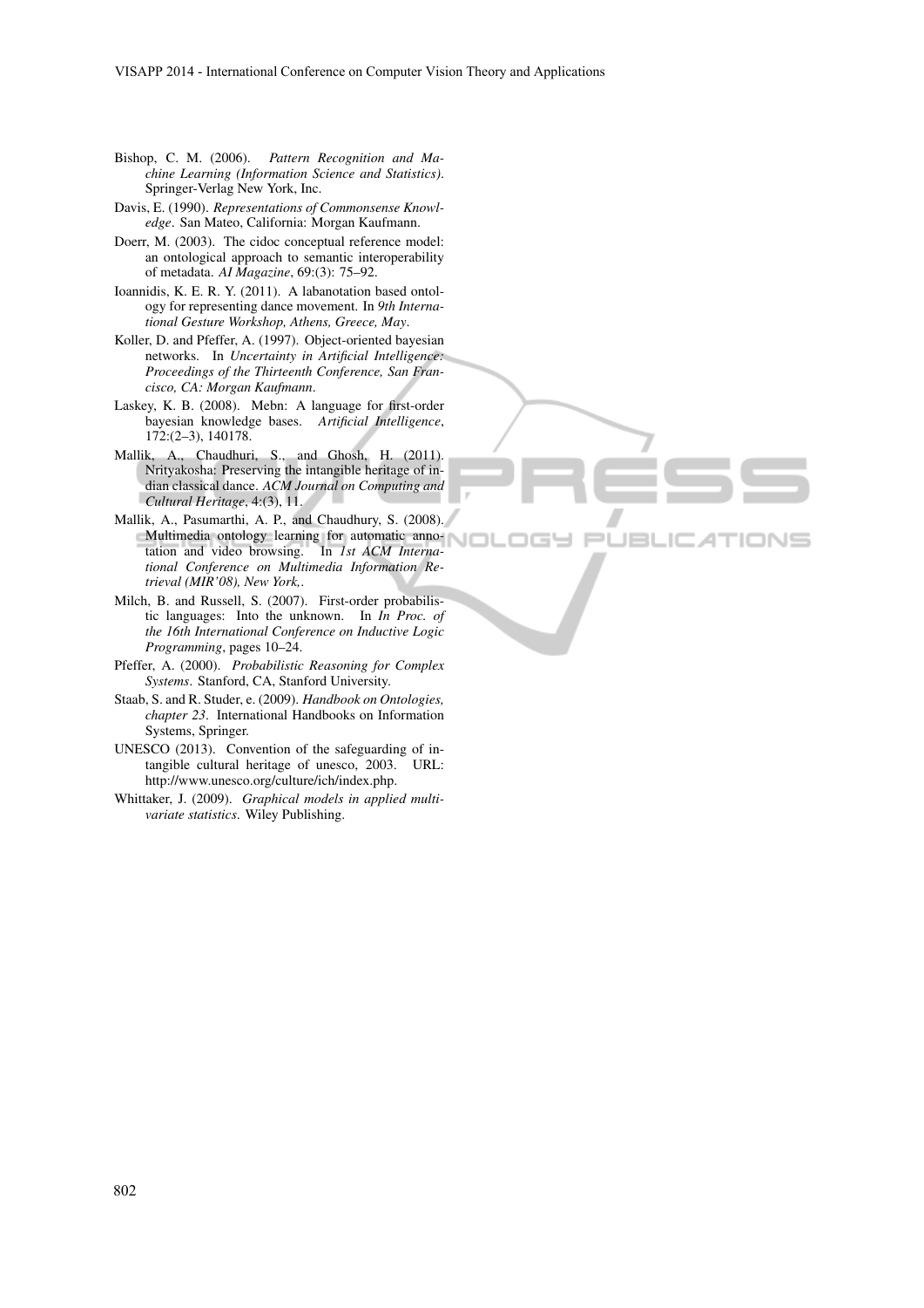Bishop, C. M. (2006). *Pattern Recognition and Machine Learning (Information Science and Statistics)*. Springer-Verlag New York, Inc.

Davis, E. (1990). *Representations of Commonsense Knowledge*. San Mateo, California: Morgan Kaufmann.

Doerr, M. (2003). The cidoc conceptual reference model: an ontological approach to semantic interoperability of metadata. *AI Magazine*, 69:(3): 75–92.

Ioannidis, K. E. R. Y. (2011). A labanotation based ontology for representing dance movement. In *9th International Gesture Workshop, Athens, Greece, May*.

Koller, D. and Pfeffer, A. (1997). Object-oriented bayesian networks. In *Uncertainty in Artificial Intelligence: Proceedings of the Thirteenth Conference, San Francisco, CA: Morgan Kaufmann*.

Laskey, K. B. (2008). Mebn: A language for first-order bayesian knowledge bases. *Artificial Intelligence*, 172:(2–3), 140178.

Mallik, A., Chaudhuri, S., and Ghosh, H. (2011). Nrityakosha: Preserving the intangible heritage of indian classical dance. *ACM Journal on Computing and Cultural Heritage*, 4:(3), 11.

Mallik, A., Pasumarthi, A. P., and Chaudhury, S. (2008). Multimedia ontology learning for automatic annotation and video browsing. In *1st ACM International Conference on Multimedia Information Retrieval (MIR'08), New York,*.

Milch, B. and Russell, S. (2007). First-order probabilistic languages: Into the unknown. In *In Proc. of the 16th International Conference on Inductive Logic Programming*, pages 10–24.

Pfeffer, A. (2000). *Probabilistic Reasoning for Complex Systems*. Stanford, CA, Stanford University.

Staab, S. and R. Studer, e. (2009). *Handbook on Ontologies, chapter 23*. International Handbooks on Information Systems, Springer.

UNESCO (2013). Convention of the safeguarding of intangible cultural heritage of unesco, 2003. URL: http://www.unesco.org/culture/ich/index.php.

Whittaker, J. (2009). *Graphical models in applied multivariate statistics*. Wiley Publishing.